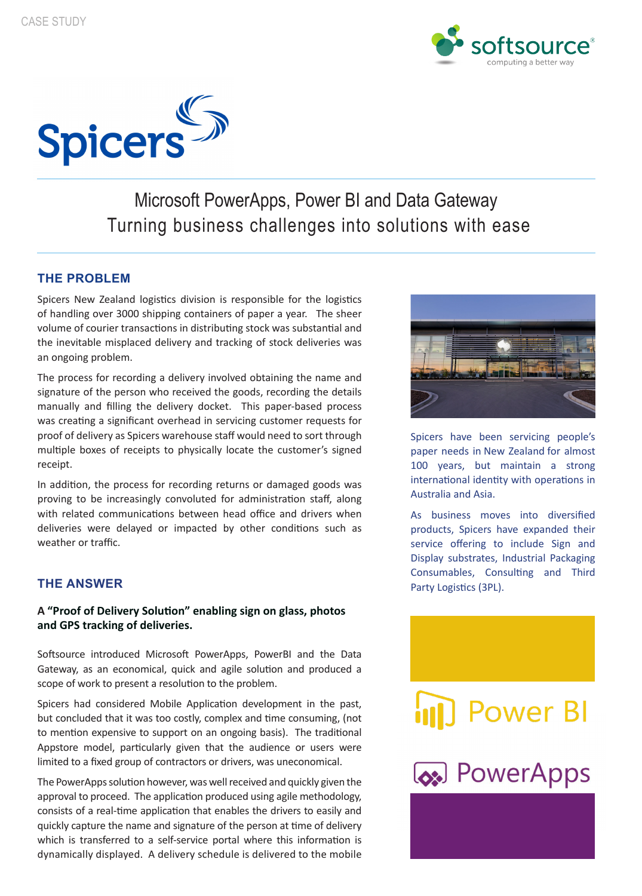CASE STUDY

# Microsoft PowerApps, Power BI and Data Gateway

## Turning business challenges into solutions with ease

## THE PROBLEM

Spicers New Zealand logistics division is responsible for the logistics of handling over 3000 shipping containers of paper a year. The sheer volume of courier transactions in distributing stock was substantial and the inevitable misplaced delivery and tracking of stock deliveries was an ongoing problem.

The process for recording a delivery involved obtaining the name and signature of the person who received the goods, recording the details manually and filling the delivery docket. This paper-based process was creating a significant overhead in servicing customer requests for proof of delivery as Spicers warehouse staff would need to sort through multiple boxes of receipts to physically locate the customer's signed receipt.

In addition, the process for recording returns or damaged goods was proving to be increasingly convoluted for administration staff, along with related communications between head office and drivers when deliveries were delayed or impacted by other conditions such as weather or traffic.

## THE ANSWER

**A "Proof of Delivery Solution" enabling sign on glass, photos and GPS tracking of deliveries.**

Softsource introduced Microsoft PowerApps, PowerBI and the Data Gateway, as an economical, quick and agile solution and produced a scope of work to present a resolution to the problem.

Spicers had considered Mobile Application development in the past, but concluded that it was too costly, complex and time consuming, (not to mention expensive to support on an ongoing basis). The traditional Appstore model, particularly given that the audience or users were limited to a fixed group of contractors or drivers, was uneconomical.

The PowerApps solution however, was well received and quickly given the approval to proceed. The application produced using agile methodology, consists of a real-time application that enables the drivers to easily and quickly capture the name and signature of the person at time of delivery which is transferred to a self-service portal where this information is dynamically displayed. A delivery schedule is delivered to the mobile

Spicers have been servicing people's paper needs in New Zealand for almost 100 years, but maintain a strong international identity with operations in Australia and Asia.

As business moves into diversified products, Spicers have expanded their service offering to include Sign and Display substrates, Industrial Packaging Consumables, Consulting and Third Party Logistics (3PL).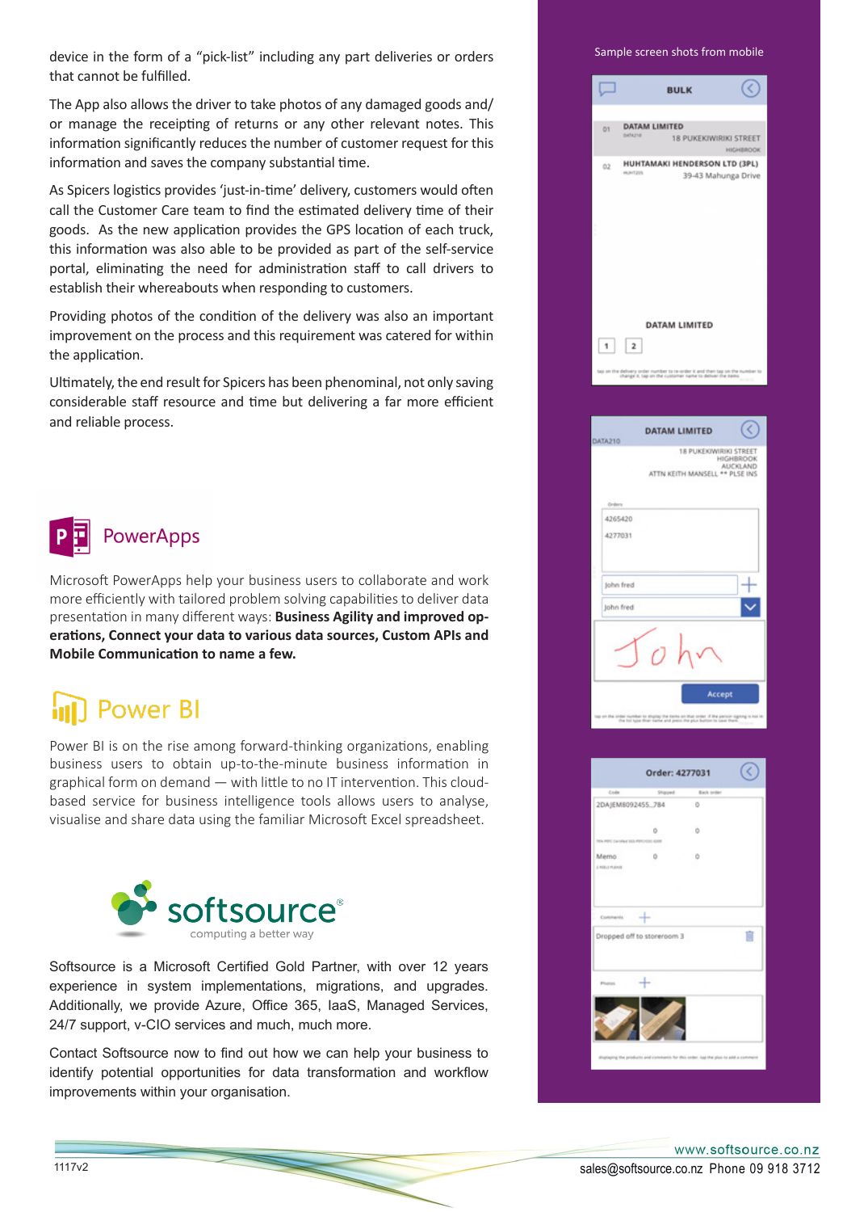device in the form of a "pick-list" including any part deliveries or orders that cannot be fulfilled.

The App also allows the driver to take photos of any damaged goods and/or manage the receipting of returns or any other relevant notes. This information significantly reduces the number of customer request for this information and saves the company substantial time.

As Spicers logistics provides 'just-in-time' delivery, customers would often call the Customer Care team to find the estimated delivery time of their goods. As the new application provides the GPS location of each truck, this information was also able to be provided as part of the self-service portal, eliminating the need for administration staff to call drivers to establish their whereabouts when responding to customers.

Providing photos of the condition of the delivery was also an important improvement on the process and this requirement was catered for within the application.

Ultimately, the end result for Spicers has been phenomenal, not only saving considerable staff resource and time but delivering a far more efficient and reliable process.

## PowerApps

Microsoft PowerApps help your business users to collaborate and work more efficiently with tailored problem solving capabilities to deliver data presentation in many different ways: **Business Agility and improved operations, Connect your data to various data sources, Custom APIs and Mobile Communication to name a few.**

## Power BI

Power BI is on the rise among forward-thinking organizations, enabling business users to obtain up-to-the-minute business information in graphical form on demand — with little to no IT intervention. This cloud-based service for business intelligence tools allows users to analyse, visualise and share data using the familiar Microsoft Excel spreadsheet.

softsource®
computing a better way

Softsource is a Microsoft Certified Gold Partner, with over 12 years experience in system implementations, migrations, and upgrades. Additionally, we provide Azure, Office 365, IaaS, Managed Services, 24/7 support, v-CIO services and much, much more.

Contact Softsource now to find out how we can help your business to identify potential opportunities for data transformation and workflow improvements within your organisation.

Sample screen shots from mobile

BULK

01 DATAM LIMITED
18 PUKEKIWIRIKI STREET
HIGHBROOK

02 HUHTAMAKI HENDERSON LTD (3PL)
39-43 Mahunga Drive

DATAM LIMITED

DATAM LIMITED
DATA210
18 PUKEKIWIRIKI STREET
HIGHBROOK
AUCKLAND
ATTN KEITH MANSELL ** PLSE INS

4265420
4277031

John fred
John fred

Accept

Order: 4277031

2DAJEM8092455_784

Memo

Dropped off to storeroom 3

1117v2

www.softsource.co.nz
sales@softsource.co.nz Phone 09 918 3712